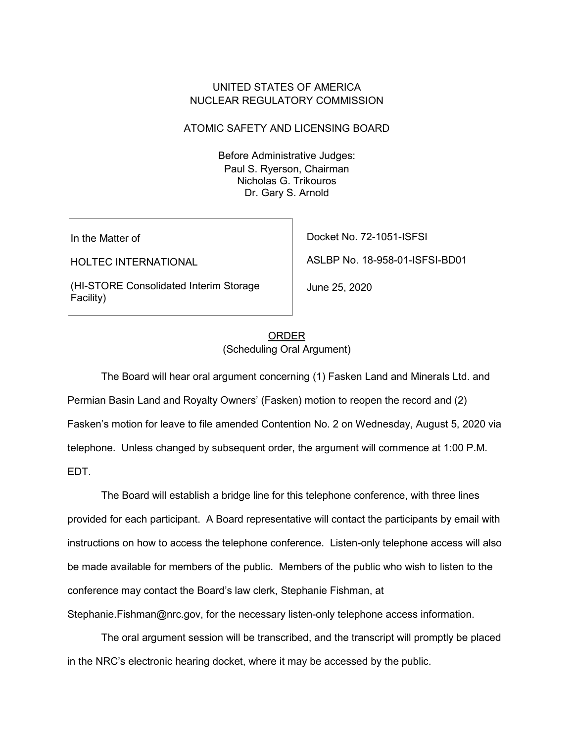UNITED STATES OF AMERICA
NUCLEAR REGULATORY COMMISSION

ATOMIC SAFETY AND LICENSING BOARD

Before Administrative Judges:
Paul S. Ryerson, Chairman
Nicholas G. Trikouros
Dr. Gary S. Arnold

| | |
|---|---|
| In the Matter of | Docket No. 72-1051-ISFSI |
| HOLTEC INTERNATIONAL | ASLBP No. 18-958-01-ISFSI-BD01 |
| (HI-STORE Consolidated Interim Storage Facility) | June 25, 2020 |

ORDER
(Scheduling Oral Argument)

The Board will hear oral argument concerning (1) Fasken Land and Minerals Ltd. and Permian Basin Land and Royalty Owners' (Fasken) motion to reopen the record and (2) Fasken's motion for leave to file amended Contention No. 2 on Wednesday, August 5, 2020 via telephone. Unless changed by subsequent order, the argument will commence at 1:00 P.M. EDT.

The Board will establish a bridge line for this telephone conference, with three lines provided for each participant. A Board representative will contact the participants by email with instructions on how to access the telephone conference. Listen-only telephone access will also be made available for members of the public. Members of the public who wish to listen to the conference may contact the Board's law clerk, Stephanie Fishman, at Stephanie.Fishman@nrc.gov, for the necessary listen-only telephone access information.

The oral argument session will be transcribed, and the transcript will promptly be placed in the NRC's electronic hearing docket, where it may be accessed by the public.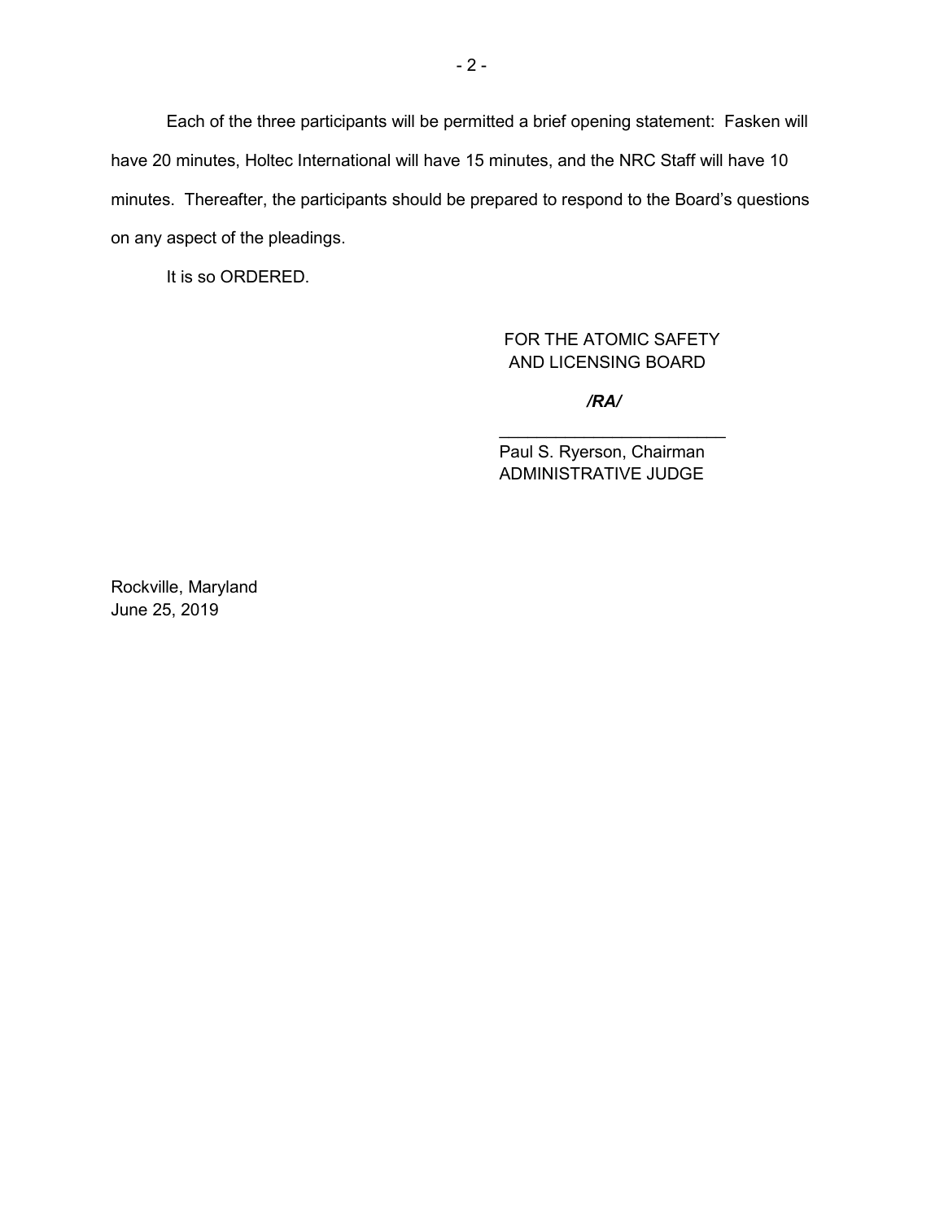Each of the three participants will be permitted a brief opening statement: Fasken will have 20 minutes, Holtec International will have 15 minutes, and the NRC Staff will have 10 minutes. Thereafter, the participants should be prepared to respond to the Board's questions on any aspect of the pleadings.

It is so ORDERED.

FOR THE ATOMIC SAFETY
AND LICENSING BOARD

***/RA/***

\_\_\_\_\_\_\_\_\_\_\_\_\_\_\_\_\_\_\_\_\_\_\_\_\_

Paul S. Ryerson, Chairman
ADMINISTRATIVE JUDGE

Rockville, Maryland
June 25, 2019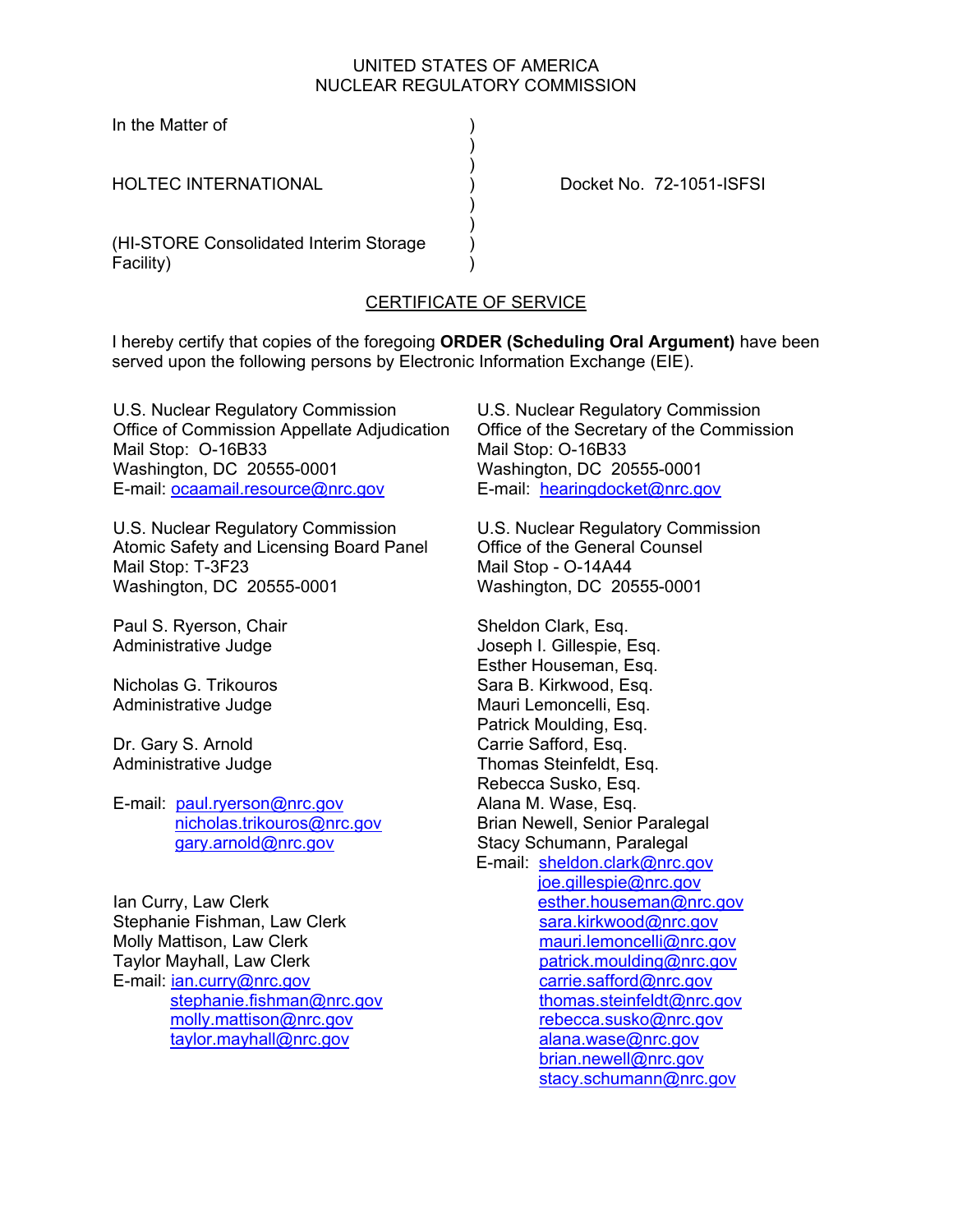UNITED STATES OF AMERICA
NUCLEAR REGULATORY COMMISSION

In the Matter of

HOLTEC INTERNATIONAL

(HI-STORE Consolidated Interim Storage Facility)

Docket No. 72-1051-ISFSI

## CERTIFICATE OF SERVICE

I hereby certify that copies of the foregoing **ORDER (Scheduling Oral Argument)** have been served upon the following persons by Electronic Information Exchange (EIE).

U.S. Nuclear Regulatory Commission
Office of Commission Appellate Adjudication
Mail Stop: O-16B33
Washington, DC 20555-0001
E-mail: ocaamail.resource@nrc.gov

U.S. Nuclear Regulatory Commission
Atomic Safety and Licensing Board Panel
Mail Stop: T-3F23
Washington, DC 20555-0001

Paul S. Ryerson, Chair
Administrative Judge

Nicholas G. Trikouros
Administrative Judge

Dr. Gary S. Arnold
Administrative Judge

E-mail: paul.ryerson@nrc.gov
nicholas.trikouros@nrc.gov
gary.arnold@nrc.gov

Ian Curry, Law Clerk
Stephanie Fishman, Law Clerk
Molly Mattison, Law Clerk
Taylor Mayhall, Law Clerk
E-mail: ian.curry@nrc.gov
stephanie.fishman@nrc.gov
molly.mattison@nrc.gov
taylor.mayhall@nrc.gov

U.S. Nuclear Regulatory Commission
Office of the Secretary of the Commission
Mail Stop: O-16B33
Washington, DC 20555-0001
E-mail: hearingdocket@nrc.gov

U.S. Nuclear Regulatory Commission
Office of the General Counsel
Mail Stop - O-14A44
Washington, DC 20555-0001

Sheldon Clark, Esq.
Joseph I. Gillespie, Esq.
Esther Houseman, Esq.
Sara B. Kirkwood, Esq.
Mauri Lemoncelli, Esq.
Patrick Moulding, Esq.
Carrie Safford, Esq.
Thomas Steinfeldt, Esq.
Rebecca Susko, Esq.
Alana M. Wase, Esq.
Brian Newell, Senior Paralegal
Stacy Schumann, Paralegal
E-mail: sheldon.clark@nrc.gov
joe.gillespie@nrc.gov
esther.houseman@nrc.gov
sara.kirkwood@nrc.gov
mauri.lemoncelli@nrc.gov
patrick.moulding@nrc.gov
carrie.safford@nrc.gov
thomas.steinfeldt@nrc.gov
rebecca.susko@nrc.gov
alana.wase@nrc.gov
brian.newell@nrc.gov
stacy.schumann@nrc.gov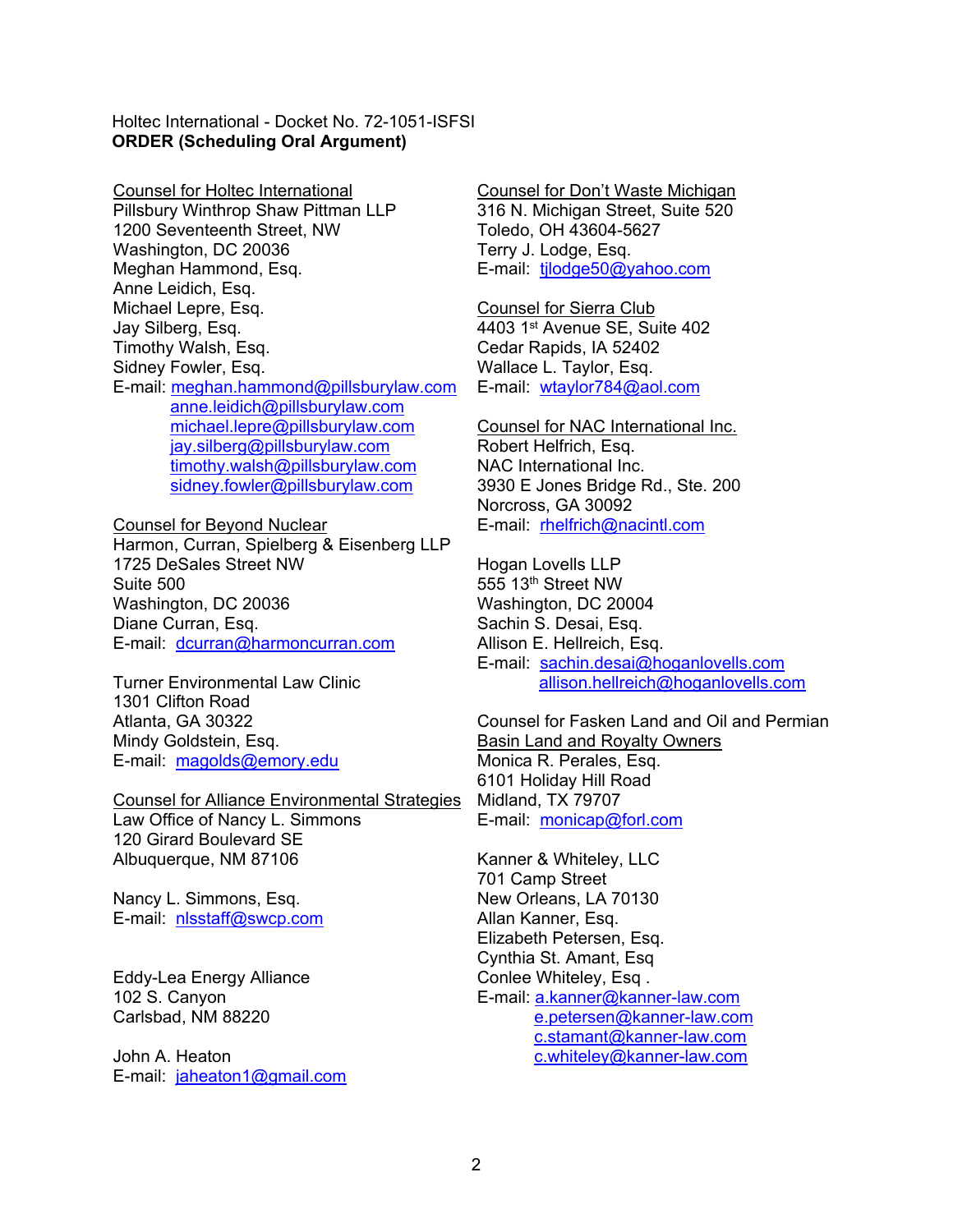Holtec International - Docket No. 72-1051-ISFSI
**ORDER (Scheduling Oral Argument)**

Counsel for Holtec International
Pillsbury Winthrop Shaw Pittman LLP
1200 Seventeenth Street, NW
Washington, DC 20036
Meghan Hammond, Esq.
Anne Leidich, Esq.
Michael Lepre, Esq.
Jay Silberg, Esq.
Timothy Walsh, Esq.
Sidney Fowler, Esq.
E-mail: meghan.hammond@pillsburylaw.com
anne.leidich@pillsburylaw.com
michael.lepre@pillsburylaw.com
jay.silberg@pillsburylaw.com
timothy.walsh@pillsburylaw.com
sidney.fowler@pillsburylaw.com

Counsel for Beyond Nuclear
Harmon, Curran, Spielberg & Eisenberg LLP
1725 DeSales Street NW
Suite 500
Washington, DC 20036
Diane Curran, Esq.
E-mail: dcurran@harmoncurran.com

Turner Environmental Law Clinic
1301 Clifton Road
Atlanta, GA 30322
Mindy Goldstein, Esq.
E-mail: magolds@emory.edu

Counsel for Alliance Environmental Strategies
Law Office of Nancy L. Simmons
120 Girard Boulevard SE
Albuquerque, NM 87106

Nancy L. Simmons, Esq.
E-mail: nlsstaff@swcp.com

Eddy-Lea Energy Alliance
102 S. Canyon
Carlsbad, NM 88220

John A. Heaton
E-mail: jaheaton1@gmail.com

Counsel for Don't Waste Michigan
316 N. Michigan Street, Suite 520
Toledo, OH 43604-5627
Terry J. Lodge, Esq.
E-mail: tjlodge50@yahoo.com

Counsel for Sierra Club
4403 1st Avenue SE, Suite 402
Cedar Rapids, IA 52402
Wallace L. Taylor, Esq.
E-mail: wtaylor784@aol.com

Counsel for NAC International Inc.
Robert Helfrich, Esq.
NAC International Inc.
3930 E Jones Bridge Rd., Ste. 200
Norcross, GA 30092
E-mail: rhelfrich@nacintl.com

Hogan Lovells LLP
555 13th Street NW
Washington, DC 20004
Sachin S. Desai, Esq.
Allison E. Hellreich, Esq.
E-mail: sachin.desai@hoganlovells.com
allison.hellreich@hoganlovells.com

Counsel for Fasken Land and Oil and Permian Basin Land and Royalty Owners
Monica R. Perales, Esq.
6101 Holiday Hill Road
Midland, TX 79707
E-mail: monicap@forl.com

Kanner & Whiteley, LLC
701 Camp Street
New Orleans, LA 70130
Allan Kanner, Esq.
Elizabeth Petersen, Esq.
Cynthia St. Amant, Esq
Conlee Whiteley, Esq .
E-mail: a.kanner@kanner-law.com
e.petersen@kanner-law.com
c.stamant@kanner-law.com
c.whiteley@kanner-law.com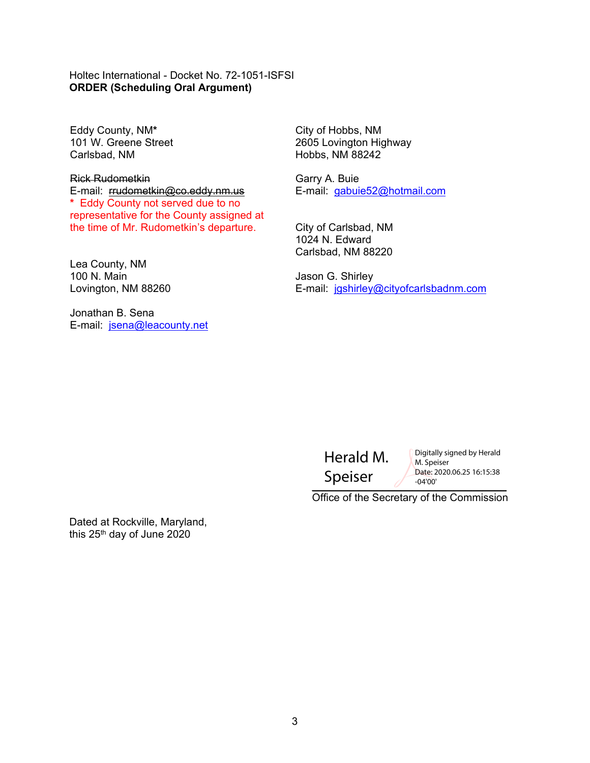Holtec International - Docket No. 72-1051-ISFSI
**ORDER (Scheduling Oral Argument)**

Eddy County, NM*
101 W. Greene Street
Carlsbad, NM

~~Rick Rudometkin~~
E-mail: ~~rrudometkin@co.eddy.nm.us~~
* Eddy County not served due to no representative for the County assigned at the time of Mr. Rudometkin's departure.

Lea County, NM
100 N. Main
Lovington, NM 88260

Jonathan B. Sena
E-mail: jsena@leacounty.net

City of Hobbs, NM
2605 Lovington Highway
Hobbs, NM 88242

Garry A. Buie
E-mail: gabuie52@hotmail.com

City of Carlsbad, NM
1024 N. Edward
Carlsbad, NM 88220

Jason G. Shirley
E-mail: jgshirley@cityofcarlsbadnm.com

Herald M. Speiser
Digitally signed by Herald M. Speiser
Date: 2020.06.25 16:15:38 -04'00'

Office of the Secretary of the Commission

Dated at Rockville, Maryland,
this 25th day of June 2020